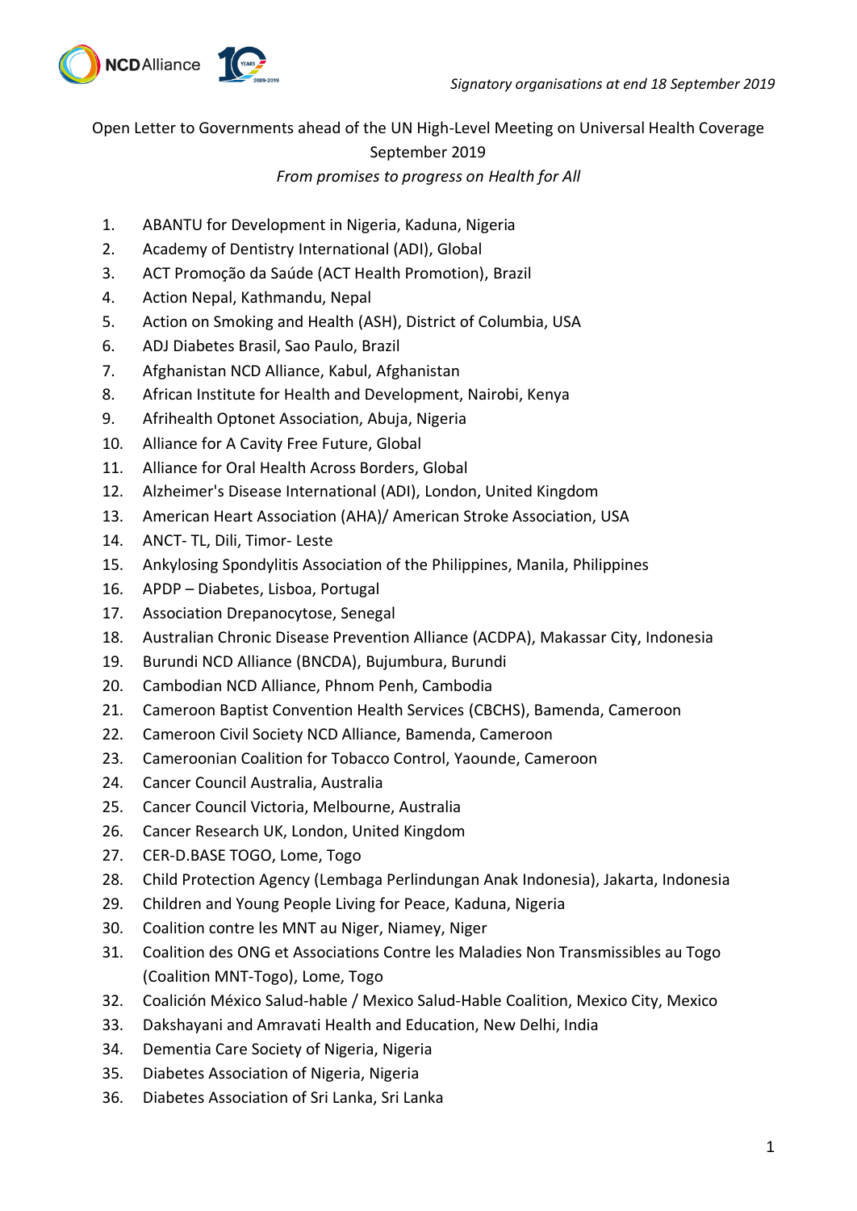*Signatory organisations at end 18 September 2019*

Open Letter to Governments ahead of the UN High-Level Meeting on Universal Health Coverage September 2019

*From promises to progress on Health for All*

1. ABANTU for Development in Nigeria, Kaduna, Nigeria
2. Academy of Dentistry International (ADI), Global
3. ACT Promoção da Saúde (ACT Health Promotion), Brazil
4. Action Nepal, Kathmandu, Nepal
5. Action on Smoking and Health (ASH), District of Columbia, USA
6. ADJ Diabetes Brasil, Sao Paulo, Brazil
7. Afghanistan NCD Alliance, Kabul, Afghanistan
8. African Institute for Health and Development, Nairobi, Kenya
9. Afrihealth Optonet Association, Abuja, Nigeria
10. Alliance for A Cavity Free Future, Global
11. Alliance for Oral Health Across Borders, Global
12. Alzheimer's Disease International (ADI), London, United Kingdom
13. American Heart Association (AHA)/ American Stroke Association, USA
14. ANCT- TL, Dili, Timor- Leste
15. Ankylosing Spondylitis Association of the Philippines, Manila, Philippines
16. APDP – Diabetes, Lisboa, Portugal
17. Association Drepanocytose, Senegal
18. Australian Chronic Disease Prevention Alliance (ACDPA), Makassar City, Indonesia
19. Burundi NCD Alliance (BNCDA), Bujumbura, Burundi
20. Cambodian NCD Alliance, Phnom Penh, Cambodia
21. Cameroon Baptist Convention Health Services (CBCHS), Bamenda, Cameroon
22. Cameroon Civil Society NCD Alliance, Bamenda, Cameroon
23. Cameroonian Coalition for Tobacco Control, Yaounde, Cameroon
24. Cancer Council Australia, Australia
25. Cancer Council Victoria, Melbourne, Australia
26. Cancer Research UK, London, United Kingdom
27. CER-D.BASE TOGO, Lome, Togo
28. Child Protection Agency (Lembaga Perlindungan Anak Indonesia), Jakarta, Indonesia
29. Children and Young People Living for Peace, Kaduna, Nigeria
30. Coalition contre les MNT au Niger, Niamey, Niger
31. Coalition des ONG et Associations Contre les Maladies Non Transmissibles au Togo (Coalition MNT-Togo), Lome, Togo
32. Coalición México Salud-hable / Mexico Salud-Hable Coalition, Mexico City, Mexico
33. Dakshayani and Amravati Health and Education, New Delhi, India
34. Dementia Care Society of Nigeria, Nigeria
35. Diabetes Association of Nigeria, Nigeria
36. Diabetes Association of Sri Lanka, Sri Lanka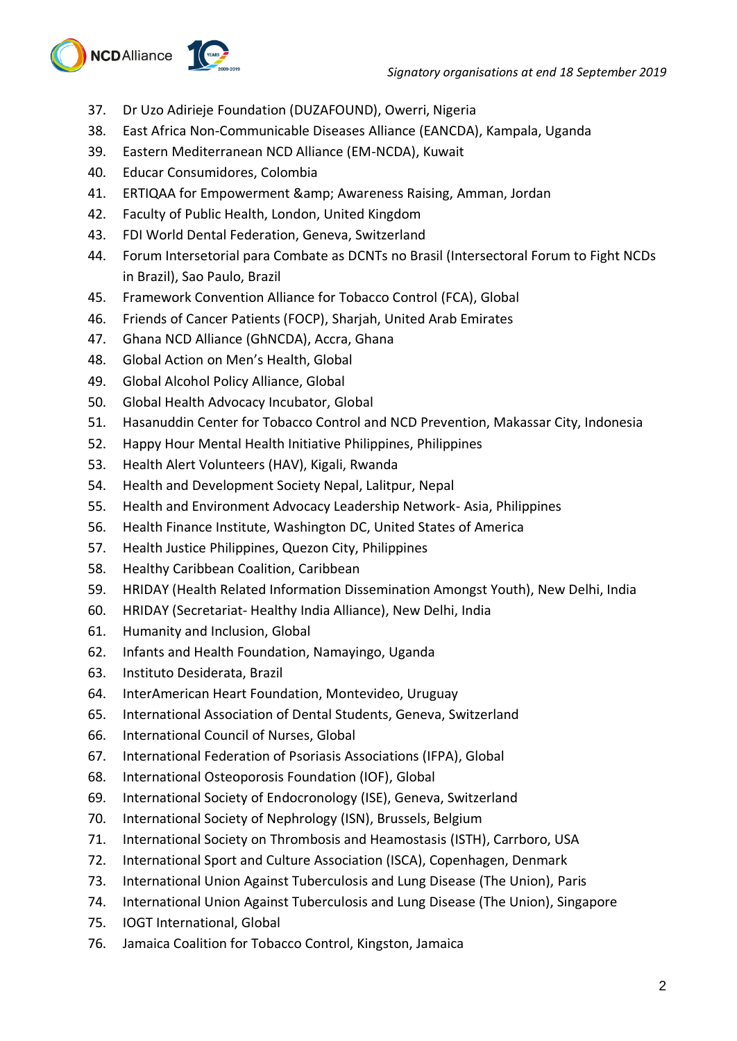37. Dr Uzo Adirieje Foundation (DUZAFOUND), Owerri, Nigeria
38. East Africa Non-Communicable Diseases Alliance (EANCDA), Kampala, Uganda
39. Eastern Mediterranean NCD Alliance (EM-NCDA), Kuwait
40. Educar Consumidores, Colombia
41. ERTIQAA for Empowerment &amp; Awareness Raising, Amman, Jordan
42. Faculty of Public Health, London, United Kingdom
43. FDI World Dental Federation, Geneva, Switzerland
44. Forum Intersetorial para Combate as DCNTs no Brasil (Intersectoral Forum to Fight NCDs in Brazil), Sao Paulo, Brazil
45. Framework Convention Alliance for Tobacco Control (FCA), Global
46. Friends of Cancer Patients (FOCP), Sharjah, United Arab Emirates
47. Ghana NCD Alliance (GhNCDA), Accra, Ghana
48. Global Action on Men's Health, Global
49. Global Alcohol Policy Alliance, Global
50. Global Health Advocacy Incubator, Global
51. Hasanuddin Center for Tobacco Control and NCD Prevention, Makassar City, Indonesia
52. Happy Hour Mental Health Initiative Philippines, Philippines
53. Health Alert Volunteers (HAV), Kigali, Rwanda
54. Health and Development Society Nepal, Lalitpur, Nepal
55. Health and Environment Advocacy Leadership Network- Asia, Philippines
56. Health Finance Institute, Washington DC, United States of America
57. Health Justice Philippines, Quezon City, Philippines
58. Healthy Caribbean Coalition, Caribbean
59. HRIDAY (Health Related Information Dissemination Amongst Youth), New Delhi, India
60. HRIDAY (Secretariat- Healthy India Alliance), New Delhi, India
61. Humanity and Inclusion, Global
62. Infants and Health Foundation, Namayingo, Uganda
63. Instituto Desiderata, Brazil
64. InterAmerican Heart Foundation, Montevideo, Uruguay
65. International Association of Dental Students, Geneva, Switzerland
66. International Council of Nurses, Global
67. International Federation of Psoriasis Associations (IFPA), Global
68. International Osteoporosis Foundation (IOF), Global
69. International Society of Endocronology (ISE), Geneva, Switzerland
70. International Society of Nephrology (ISN), Brussels, Belgium
71. International Society on Thrombosis and Heamostasis (ISTH), Carrboro, USA
72. International Sport and Culture Association (ISCA), Copenhagen, Denmark
73. International Union Against Tuberculosis and Lung Disease (The Union), Paris
74. International Union Against Tuberculosis and Lung Disease (The Union), Singapore
75. IOGT International, Global
76. Jamaica Coalition for Tobacco Control, Kingston, Jamaica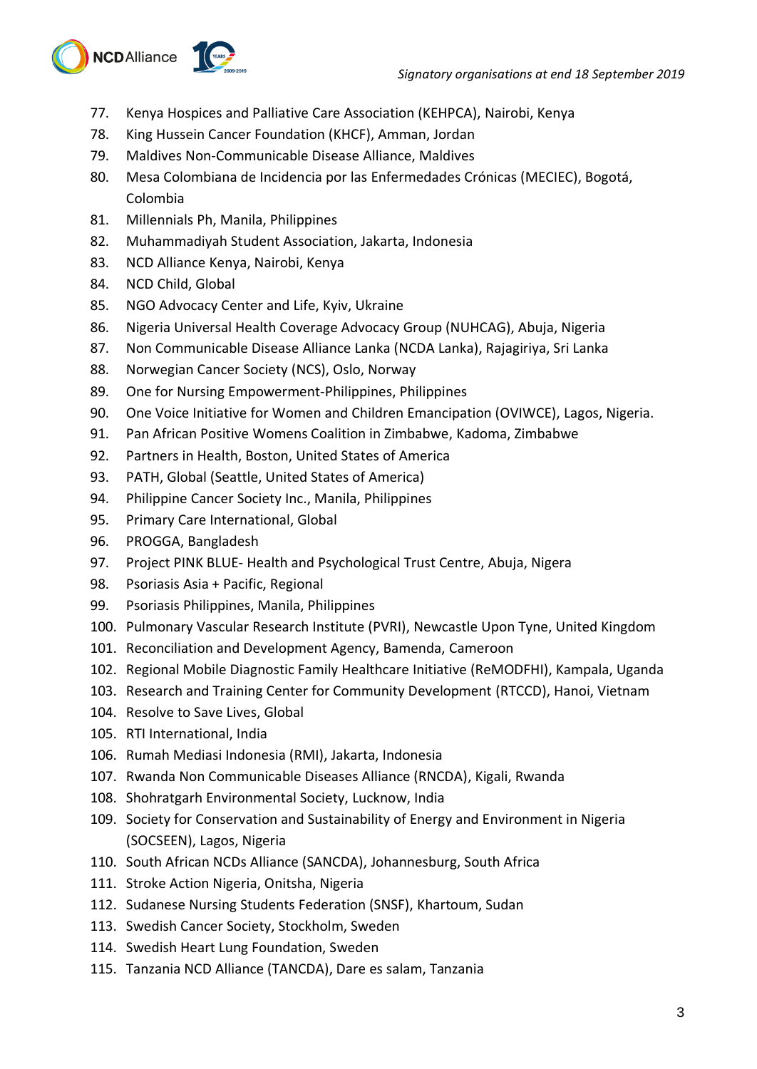77. Kenya Hospices and Palliative Care Association (KEHPCA), Nairobi, Kenya
78. King Hussein Cancer Foundation (KHCF), Amman, Jordan
79. Maldives Non-Communicable Disease Alliance, Maldives
80. Mesa Colombiana de Incidencia por las Enfermedades Crónicas (MECIEC), Bogotá, Colombia
81. Millennials Ph, Manila, Philippines
82. Muhammadiyah Student Association, Jakarta, Indonesia
83. NCD Alliance Kenya, Nairobi, Kenya
84. NCD Child, Global
85. NGO Advocacy Center and Life, Kyiv, Ukraine
86. Nigeria Universal Health Coverage Advocacy Group (NUHCAG), Abuja, Nigeria
87. Non Communicable Disease Alliance Lanka (NCDA Lanka), Rajagiriya, Sri Lanka
88. Norwegian Cancer Society (NCS), Oslo, Norway
89. One for Nursing Empowerment-Philippines, Philippines
90. One Voice Initiative for Women and Children Emancipation (OVIWCE), Lagos, Nigeria.
91. Pan African Positive Womens Coalition in Zimbabwe, Kadoma, Zimbabwe
92. Partners in Health, Boston, United States of America
93. PATH, Global (Seattle, United States of America)
94. Philippine Cancer Society Inc., Manila, Philippines
95. Primary Care International, Global
96. PROGGA, Bangladesh
97. Project PINK BLUE- Health and Psychological Trust Centre, Abuja, Nigera
98. Psoriasis Asia + Pacific, Regional
99. Psoriasis Philippines, Manila, Philippines
100. Pulmonary Vascular Research Institute (PVRI), Newcastle Upon Tyne, United Kingdom
101. Reconciliation and Development Agency, Bamenda, Cameroon
102. Regional Mobile Diagnostic Family Healthcare Initiative (ReMODFHI), Kampala, Uganda
103. Research and Training Center for Community Development (RTCCD), Hanoi, Vietnam
104. Resolve to Save Lives, Global
105. RTI International, India
106. Rumah Mediasi Indonesia (RMI), Jakarta, Indonesia
107. Rwanda Non Communicable Diseases Alliance (RNCDA), Kigali, Rwanda
108. Shohratgarh Environmental Society, Lucknow, India
109. Society for Conservation and Sustainability of Energy and Environment in Nigeria (SOCSEEN), Lagos, Nigeria
110. South African NCDs Alliance (SANCDA), Johannesburg, South Africa
111. Stroke Action Nigeria, Onitsha, Nigeria
112. Sudanese Nursing Students Federation (SNSF), Khartoum, Sudan
113. Swedish Cancer Society, Stockholm, Sweden
114. Swedish Heart Lung Foundation, Sweden
115. Tanzania NCD Alliance (TANCDA), Dare es salam, Tanzania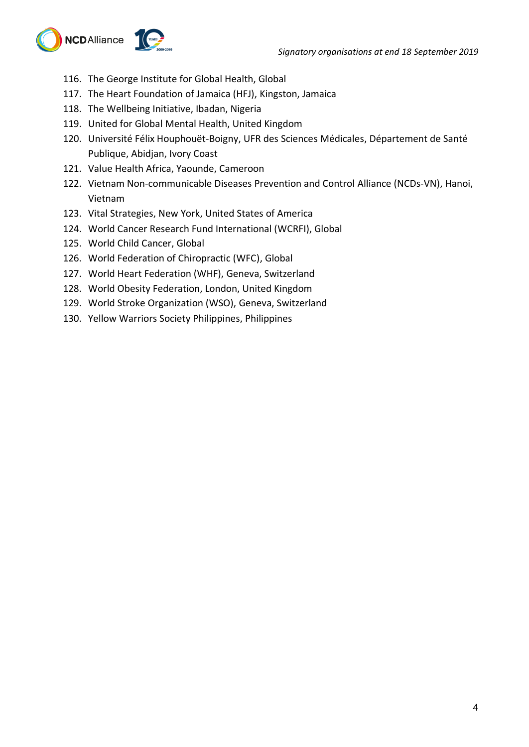116. The George Institute for Global Health, Global
117. The Heart Foundation of Jamaica (HFJ), Kingston, Jamaica
118. The Wellbeing Initiative, Ibadan, Nigeria
119. United for Global Mental Health, United Kingdom
120. Université Félix Houphouët-Boigny, UFR des Sciences Médicales, Département de Santé Publique, Abidjan, Ivory Coast
121. Value Health Africa, Yaounde, Cameroon
122. Vietnam Non-communicable Diseases Prevention and Control Alliance (NCDs-VN), Hanoi, Vietnam
123. Vital Strategies, New York, United States of America
124. World Cancer Research Fund International (WCRFI), Global
125. World Child Cancer, Global
126. World Federation of Chiropractic (WFC), Global
127. World Heart Federation (WHF), Geneva, Switzerland
128. World Obesity Federation, London, United Kingdom
129. World Stroke Organization (WSO), Geneva, Switzerland
130. Yellow Warriors Society Philippines, Philippines